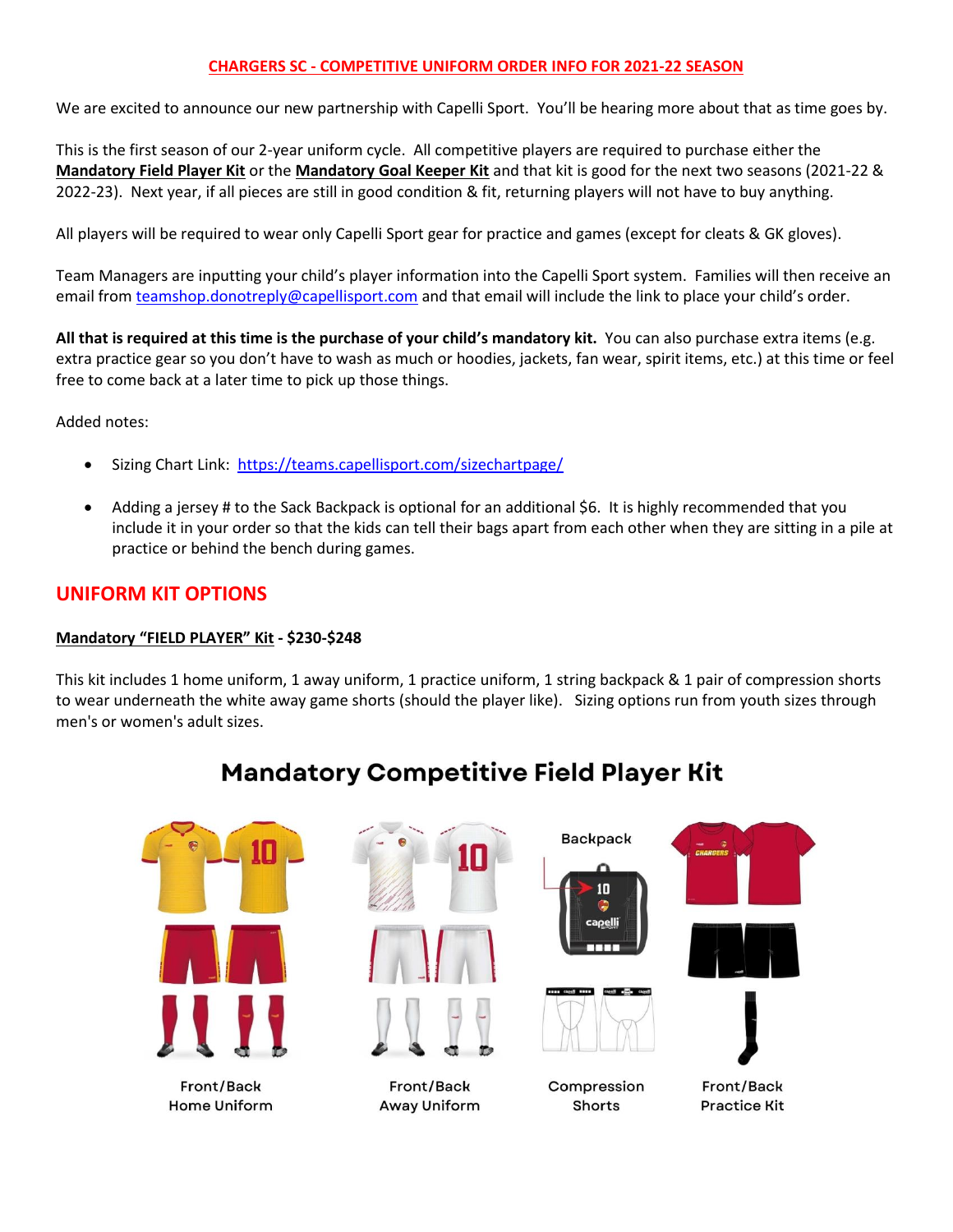**CHARGERS SC - COMPETITIVE UNIFORM ORDER INFO FOR 2021-22 SEASON**

We are excited to announce our new partnership with Capelli Sport. You'll be hearing more about that as time goes by.

This is the first season of our 2-year uniform cycle. All competitive players are required to purchase either the **Mandatory Field Player Kit** or the **Mandatory Goal Keeper Kit** and that kit is good for the next two seasons (2021-22 & 2022-23). Next year, if all pieces are still in good condition & fit, returning players will not have to buy anything.

All players will be required to wear only Capelli Sport gear for practice and games (except for cleats & GK gloves).

Team Managers are inputting your child's player information into the Capelli Sport system. Families will then receive an email from teamshop.donotreply@capellisport.com and that email will include the link to place your child's order.

**All that is required at this time is the purchase of your child's mandatory kit.** You can also purchase extra items (e.g. extra practice gear so you don't have to wash as much or hoodies, jackets, fan wear, spirit items, etc.) at this time or feel free to come back at a later time to pick up those things.

Added notes:

- Sizing Chart Link: https://teams.capellisport.com/sizechartpage/
- Adding a jersey # to the Sack Backpack is optional for an additional $6. It is highly recommended that you include it in your order so that the kids can tell their bags apart from each other when they are sitting in a pile at practice or behind the bench during games.

## UNIFORM KIT OPTIONS

**Mandatory "FIELD PLAYER" Kit - $230-$248**

This kit includes 1 home uniform, 1 away uniform, 1 practice uniform, 1 string backpack & 1 pair of compression shorts to wear underneath the white away game shorts (should the player like). Sizing options run from youth sizes through men's or women's adult sizes.

### Mandatory Competitive Field Player Kit

Backpack

Front/Back Home Uniform

Front/Back Away Uniform

Compression Shorts

Front/Back Practice Kit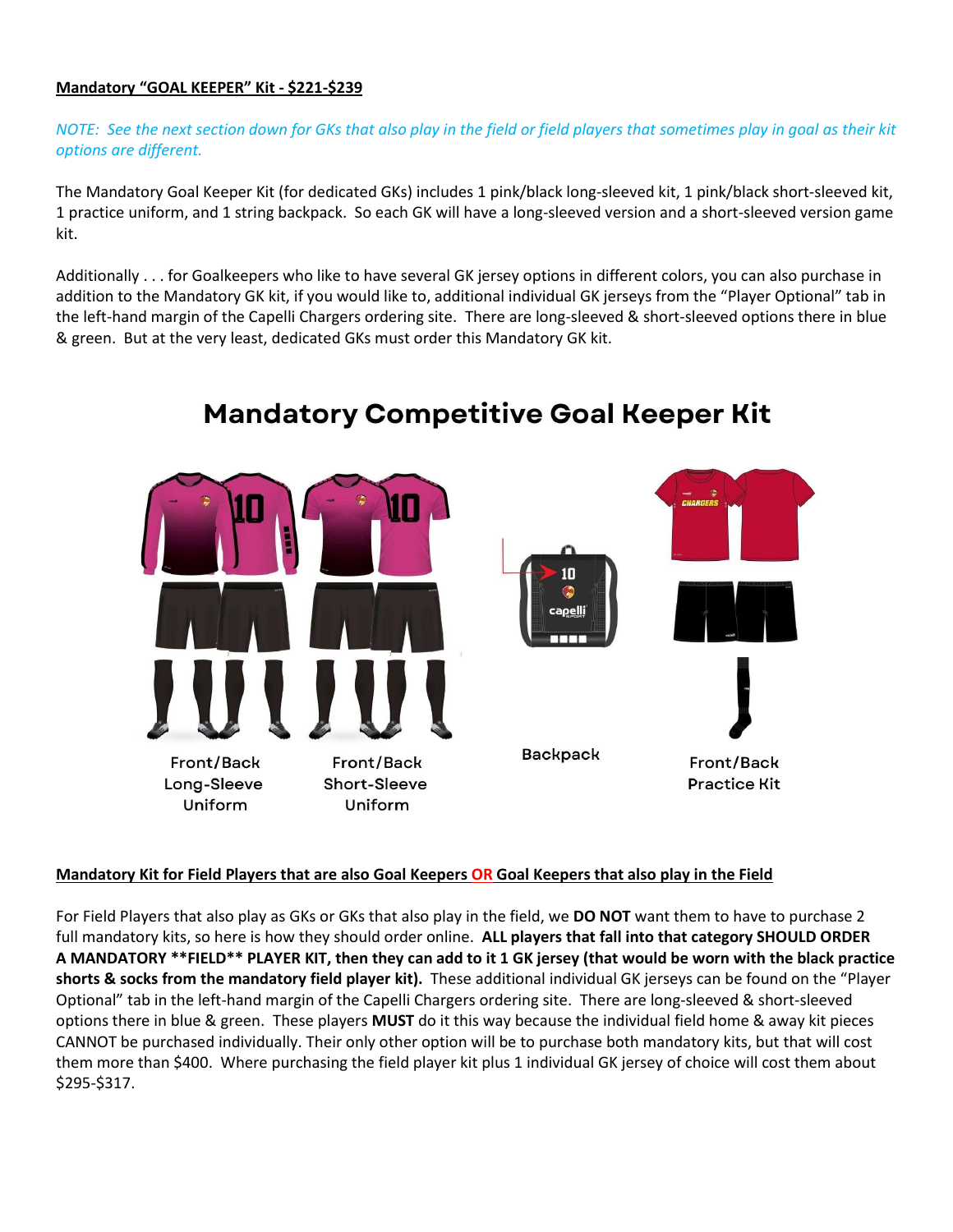**<u>Mandatory "GOAL KEEPER" Kit - $221-$239</u>**

*NOTE: See the next section down for GKs that also play in the field or field players that sometimes play in goal as their kit options are different.*

The Mandatory Goal Keeper Kit (for dedicated GKs) includes 1 pink/black long-sleeved kit, 1 pink/black short-sleeved kit, 1 practice uniform, and 1 string backpack. So each GK will have a long-sleeved version and a short-sleeved version game kit.

Additionally . . . for Goalkeepers who like to have several GK jersey options in different colors, you can also purchase in addition to the Mandatory GK kit, if you would like to, additional individual GK jerseys from the "Player Optional" tab in the left-hand margin of the Capelli Chargers ordering site. There are long-sleeved & short-sleeved options there in blue & green. But at the very least, dedicated GKs must order this Mandatory GK kit.

## Mandatory Competitive Goal Keeper Kit

Front/Back Long-Sleeve Uniform

Front/Back Short-Sleeve Uniform

Backpack

Front/Back Practice Kit

**<u>Mandatory Kit for Field Players that are also Goal Keepers OR Goal Keepers that also play in the Field</u>**

For Field Players that also play as GKs or GKs that also play in the field, we **DO NOT** want them to have to purchase 2 full mandatory kits, so here is how they should order online. **ALL players that fall into that category SHOULD ORDER A MANDATORY **FIELD** PLAYER KIT, then they can add to it 1 GK jersey (that would be worn with the black practice shorts & socks from the mandatory field player kit).** These additional individual GK jerseys can be found on the "Player Optional" tab in the left-hand margin of the Capelli Chargers ordering site. There are long-sleeved & short-sleeved options there in blue & green. These players **MUST** do it this way because the individual field home & away kit pieces CANNOT be purchased individually. Their only other option will be to purchase both mandatory kits, but that will cost them more than $400. Where purchasing the field player kit plus 1 individual GK jersey of choice will cost them about $295-$317.